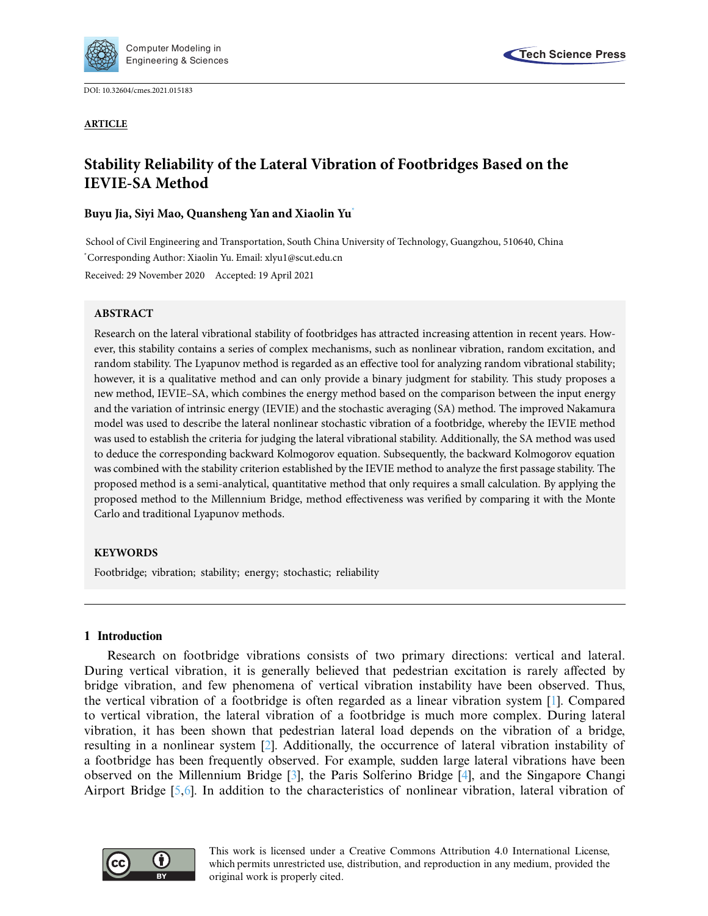DOI: 10.32604/cmes.2021.015183

**ARTICLE**

# Stability Reliability of the Lateral Vibration of Footbridges Based on the IEVIE-SA Method

**Buyu Jia, Siyi Mao, Quansheng Yan and Xiaolin Yu***

School of Civil Engineering and Transportation, South China University of Technology, Guangzhou, 510640, China

*Corresponding Author: Xiaolin Yu. Email: xlyu1@scut.edu.cn

Received: 29 November 2020 Accepted: 19 April 2021

## ABSTRACT

Research on the lateral vibrational stability of footbridges has attracted increasing attention in recent years. However, this stability contains a series of complex mechanisms, such as nonlinear vibration, random excitation, and random stability. The Lyapunov method is regarded as an effective tool for analyzing random vibrational stability; however, it is a qualitative method and can only provide a binary judgment for stability. This study proposes a new method, IEVIE–SA, which combines the energy method based on the comparison between the input energy and the variation of intrinsic energy (IEVIE) and the stochastic averaging (SA) method. The improved Nakamura model was used to describe the lateral nonlinear stochastic vibration of a footbridge, whereby the IEVIE method was used to establish the criteria for judging the lateral vibrational stability. Additionally, the SA method was used to deduce the corresponding backward Kolmogorov equation. Subsequently, the backward Kolmogorov equation was combined with the stability criterion established by the IEVIE method to analyze the first passage stability. The proposed method is a semi-analytical, quantitative method that only requires a small calculation. By applying the proposed method to the Millennium Bridge, method effectiveness was verified by comparing it with the Monte Carlo and traditional Lyapunov methods.

## KEYWORDS

Footbridge; vibration; stability; energy; stochastic; reliability

## 1 Introduction

Research on footbridge vibrations consists of two primary directions: vertical and lateral. During vertical vibration, it is generally believed that pedestrian excitation is rarely affected by bridge vibration, and few phenomena of vertical vibration instability have been observed. Thus, the vertical vibration of a footbridge is often regarded as a linear vibration system [1]. Compared to vertical vibration, the lateral vibration of a footbridge is much more complex. During lateral vibration, it has been shown that pedestrian lateral load depends on the vibration of a bridge, resulting in a nonlinear system [2]. Additionally, the occurrence of lateral vibration instability of a footbridge has been frequently observed. For example, sudden large lateral vibrations have been observed on the Millennium Bridge [3], the Paris Solferino Bridge [4], and the Singapore Changi Airport Bridge [5,6]. In addition to the characteristics of nonlinear vibration, lateral vibration of

This work is licensed under a Creative Commons Attribution 4.0 International License, which permits unrestricted use, distribution, and reproduction in any medium, provided the original work is properly cited.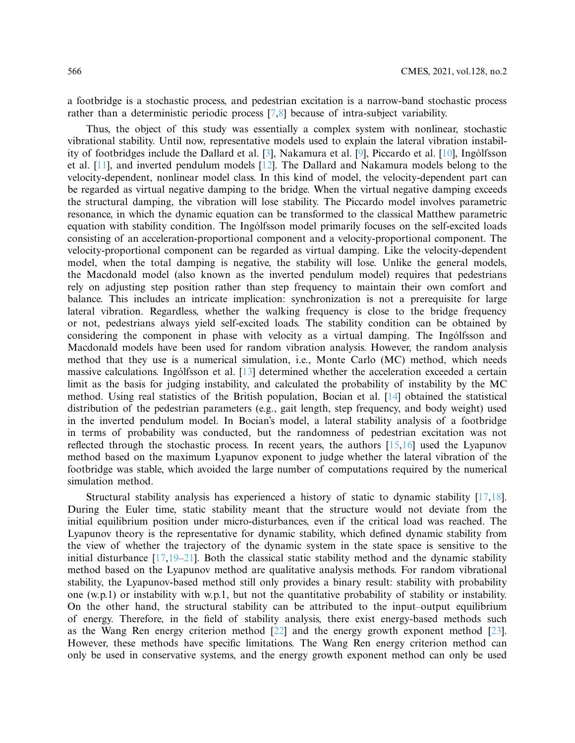a footbridge is a stochastic process, and pedestrian excitation is a narrow-band stochastic process rather than a deterministic periodic process [7,8] because of intra-subject variability.

Thus, the object of this study was essentially a complex system with nonlinear, stochastic vibrational stability. Until now, representative models used to explain the lateral vibration instability of footbridges include the Dallard et al. [3], Nakamura et al. [9], Piccardo et al. [10], Ingólfsson et al. [11], and inverted pendulum models [12]. The Dallard and Nakamura models belong to the velocity-dependent, nonlinear model class. In this kind of model, the velocity-dependent part can be regarded as virtual negative damping to the bridge. When the virtual negative damping exceeds the structural damping, the vibration will lose stability. The Piccardo model involves parametric resonance, in which the dynamic equation can be transformed to the classical Matthew parametric equation with stability condition. The Ingólfsson model primarily focuses on the self-excited loads consisting of an acceleration-proportional component and a velocity-proportional component. The velocity-proportional component can be regarded as virtual damping. Like the velocity-dependent model, when the total damping is negative, the stability will lose. Unlike the general models, the Macdonald model (also known as the inverted pendulum model) requires that pedestrians rely on adjusting step position rather than step frequency to maintain their own comfort and balance. This includes an intricate implication: synchronization is not a prerequisite for large lateral vibration. Regardless, whether the walking frequency is close to the bridge frequency or not, pedestrians always yield self-excited loads. The stability condition can be obtained by considering the component in phase with velocity as a virtual damping. The Ingólfsson and Macdonald models have been used for random vibration analysis. However, the random analysis method that they use is a numerical simulation, i.e., Monte Carlo (MC) method, which needs massive calculations. Ingólfsson et al. [13] determined whether the acceleration exceeded a certain limit as the basis for judging instability, and calculated the probability of instability by the MC method. Using real statistics of the British population, Bocian et al. [14] obtained the statistical distribution of the pedestrian parameters (e.g., gait length, step frequency, and body weight) used in the inverted pendulum model. In Bocian's model, a lateral stability analysis of a footbridge in terms of probability was conducted, but the randomness of pedestrian excitation was not reflected through the stochastic process. In recent years, the authors [15,16] used the Lyapunov method based on the maximum Lyapunov exponent to judge whether the lateral vibration of the footbridge was stable, which avoided the large number of computations required by the numerical simulation method.

Structural stability analysis has experienced a history of static to dynamic stability [17,18]. During the Euler time, static stability meant that the structure would not deviate from the initial equilibrium position under micro-disturbances, even if the critical load was reached. The Lyapunov theory is the representative for dynamic stability, which defined dynamic stability from the view of whether the trajectory of the dynamic system in the state space is sensitive to the initial disturbance [17,19–21]. Both the classical static stability method and the dynamic stability method based on the Lyapunov method are qualitative analysis methods. For random vibrational stability, the Lyapunov-based method still only provides a binary result: stability with probability one (w.p.1) or instability with w.p.1, but not the quantitative probability of stability or instability. On the other hand, the structural stability can be attributed to the input–output equilibrium of energy. Therefore, in the field of stability analysis, there exist energy-based methods such as the Wang Ren energy criterion method [22] and the energy growth exponent method [23]. However, these methods have specific limitations. The Wang Ren energy criterion method can only be used in conservative systems, and the energy growth exponent method can only be used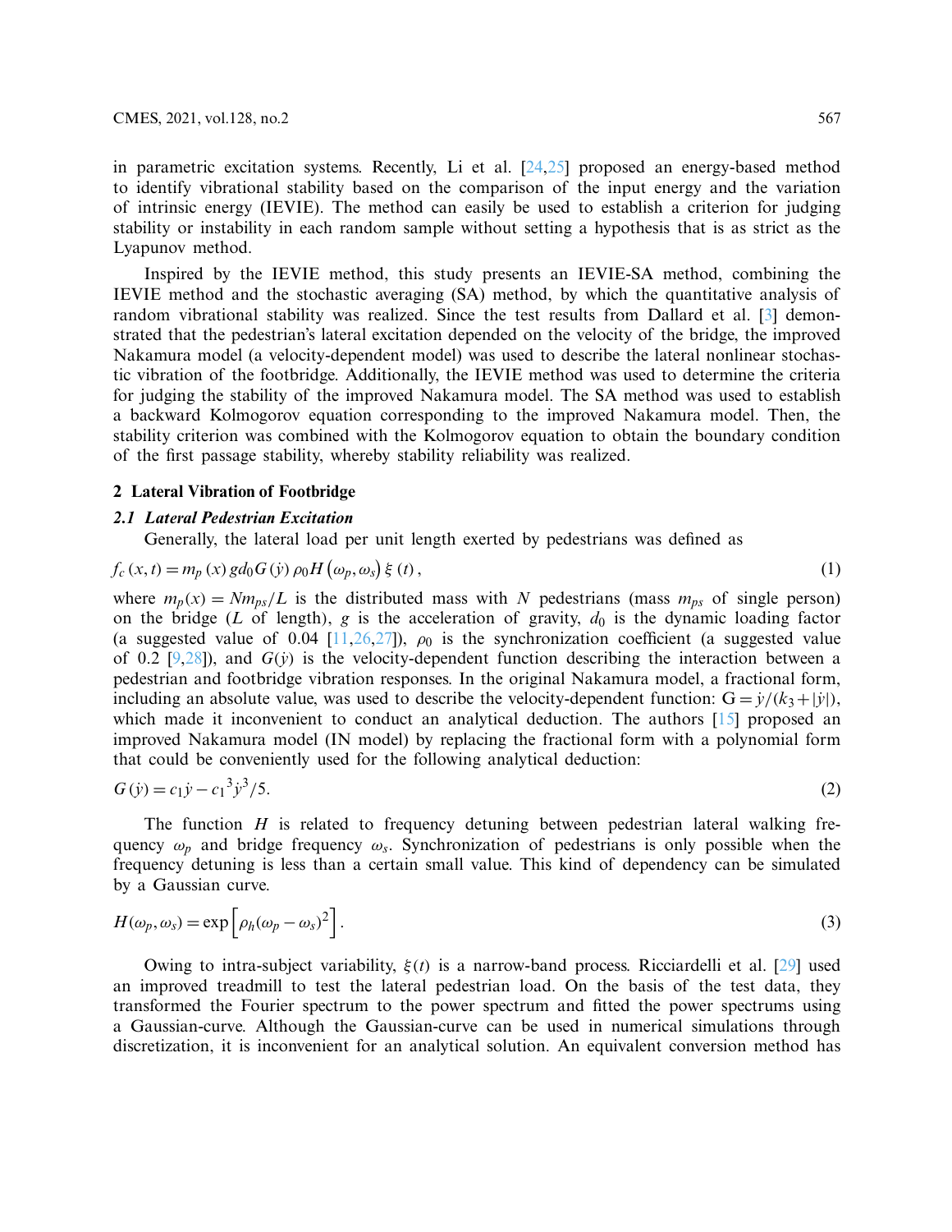in parametric excitation systems. Recently, Li et al. [24,25] proposed an energy-based method to identify vibrational stability based on the comparison of the input energy and the variation of intrinsic energy (IEVIE). The method can easily be used to establish a criterion for judging stability or instability in each random sample without setting a hypothesis that is as strict as the Lyapunov method.

Inspired by the IEVIE method, this study presents an IEVIE-SA method, combining the IEVIE method and the stochastic averaging (SA) method, by which the quantitative analysis of random vibrational stability was realized. Since the test results from Dallard et al. [3] demonstrated that the pedestrian's lateral excitation depended on the velocity of the bridge, the improved Nakamura model (a velocity-dependent model) was used to describe the lateral nonlinear stochastic vibration of the footbridge. Additionally, the IEVIE method was used to determine the criteria for judging the stability of the improved Nakamura model. The SA method was used to establish a backward Kolmogorov equation corresponding to the improved Nakamura model. Then, the stability criterion was combined with the Kolmogorov equation to obtain the boundary condition of the first passage stability, whereby stability reliability was realized.

## 2 Lateral Vibration of Footbridge

### 2.1 Lateral Pedestrian Excitation

Generally, the lateral load per unit length exerted by pedestrians was defined as

$$f_c(x,t) = m_p(x)\, g d_0 G(\dot{y})\, \rho_0 H(\omega_p, \omega_s)\, \xi(t), \tag{1}$$

where $m_p(x) = Nm_{ps}/L$ is the distributed mass with $N$ pedestrians (mass $m_{ps}$ of single person) on the bridge ($L$ of length), $g$ is the acceleration of gravity, $d_0$ is the dynamic loading factor (a suggested value of 0.04 [11,26,27]), $\rho_0$ is the synchronization coefficient (a suggested value of 0.2 [9,28]), and $G(\dot{y})$ is the velocity-dependent function describing the interaction between a pedestrian and footbridge vibration responses. In the original Nakamura model, a fractional form, including an absolute value, was used to describe the velocity-dependent function: $G = \dot{y}/(k_3 + |\dot{y}|)$, which made it inconvenient to conduct an analytical deduction. The authors [15] proposed an improved Nakamura model (IN model) by replacing the fractional form with a polynomial form that could be conveniently used for the following analytical deduction:

$$G(\dot{y}) = c_1\dot{y} - {c_1}^3\dot{y}^3/5. \tag{2}$$

The function $H$ is related to frequency detuning between pedestrian lateral walking frequency $\omega_p$ and bridge frequency $\omega_s$. Synchronization of pedestrians is only possible when the frequency detuning is less than a certain small value. This kind of dependency can be simulated by a Gaussian curve.

$$H(\omega_p, \omega_s) = \exp\left[\rho_h(\omega_p - \omega_s)^2\right]. \tag{3}$$

Owing to intra-subject variability, $\xi(t)$ is a narrow-band process. Ricciardelli et al. [29] used an improved treadmill to test the lateral pedestrian load. On the basis of the test data, they transformed the Fourier spectrum to the power spectrum and fitted the power spectrums using a Gaussian-curve. Although the Gaussian-curve can be used in numerical simulations through discretization, it is inconvenient for an analytical solution. An equivalent conversion method has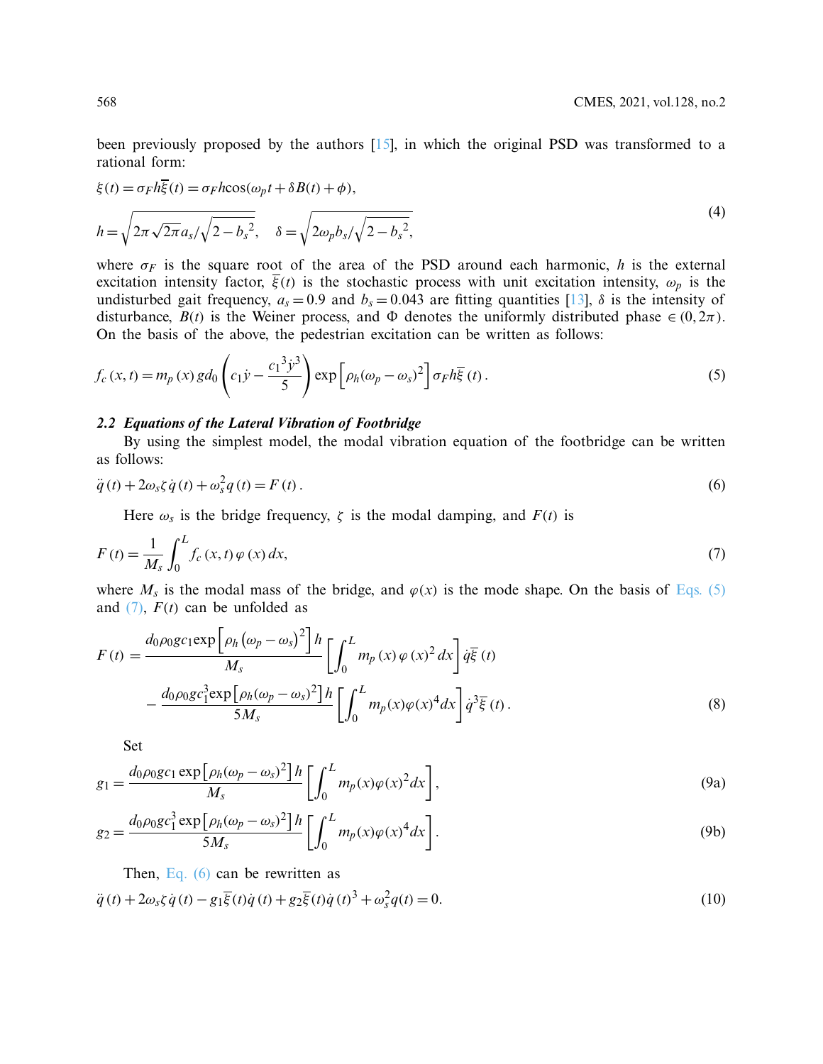been previously proposed by the authors [15], in which the original PSD was transformed to a rational form:

$$\xi(t) = \sigma_F h\overline{\xi}(t) = \sigma_F h\cos(\omega_p t + \delta B(t) + \phi),$$
$$h = \sqrt{2\pi\sqrt{2\pi}a_s/\sqrt{2-b_s{}^2}}, \quad \delta = \sqrt{2\omega_p b_s/\sqrt{2-b_s{}^2}}, \tag{4}$$

where $\sigma_F$ is the square root of the area of the PSD around each harmonic, $h$ is the external excitation intensity factor, $\overline{\xi}(t)$ is the stochastic process with unit excitation intensity, $\omega_p$ is the undisturbed gait frequency, $a_s = 0.9$ and $b_s = 0.043$ are fitting quantities [13], $\delta$ is the intensity of disturbance, $B(t)$ is the Weiner process, and $\Phi$ denotes the uniformly distributed phase $\in (0, 2\pi)$. On the basis of the above, the pedestrian excitation can be written as follows:

$$f_c(x,t) = m_p(x)\, g d_0 \left(c_1\dot{y} - \frac{c_1{}^3\dot{y}^3}{5}\right)\exp\left[\rho_h(\omega_p - \omega_s)^2\right]\sigma_F h\overline{\xi}(t). \tag{5}$$

### 2.2 Equations of the Lateral Vibration of Footbridge

By using the simplest model, the modal vibration equation of the footbridge can be written as follows:

$$\ddot{q}(t) + 2\omega_s\zeta\dot{q}(t) + \omega_s^2 q(t) = F(t). \tag{6}$$

Here $\omega_s$ is the bridge frequency, $\zeta$ is the modal damping, and $F(t)$ is

$$F(t) = \frac{1}{M_s}\int_0^L f_c(x,t)\,\varphi(x)\,dx, \tag{7}$$

where $M_s$ is the modal mass of the bridge, and $\varphi(x)$ is the mode shape. On the basis of Eqs. (5) and (7), $F(t)$ can be unfolded as

$$F(t) = \frac{d_0\rho_0 g c_1 \exp\left[\rho_h\left(\omega_p - \omega_s\right)^2\right]h}{M_s}\left[\int_0^L m_p(x)\,\varphi(x)^2\,dx\right]\dot{q}\overline{\xi}(t)$$
$$- \frac{d_0\rho_0 g c_1^3 \exp\left[\rho_h(\omega_p - \omega_s)^2\right]h}{5M_s}\left[\int_0^L m_p(x)\varphi(x)^4 dx\right]\dot{q}^3\overline{\xi}(t). \tag{8}$$

Set

$$g_1 = \frac{d_0\rho_0 g c_1 \exp\left[\rho_h(\omega_p - \omega_s)^2\right]h}{M_s}\left[\int_0^L m_p(x)\varphi(x)^2 dx\right], \tag{9a}$$

$$g_2 = \frac{d_0\rho_0 g c_1^3 \exp\left[\rho_h(\omega_p - \omega_s)^2\right]h}{5M_s}\left[\int_0^L m_p(x)\varphi(x)^4 dx\right]. \tag{9b}$$

Then, Eq. (6) can be rewritten as

$$\ddot{q}(t) + 2\omega_s\zeta\dot{q}(t) - g_1\overline{\xi}(t)\dot{q}(t) + g_2\overline{\xi}(t)\dot{q}(t)^3 + \omega_s^2 q(t) = 0. \tag{10}$$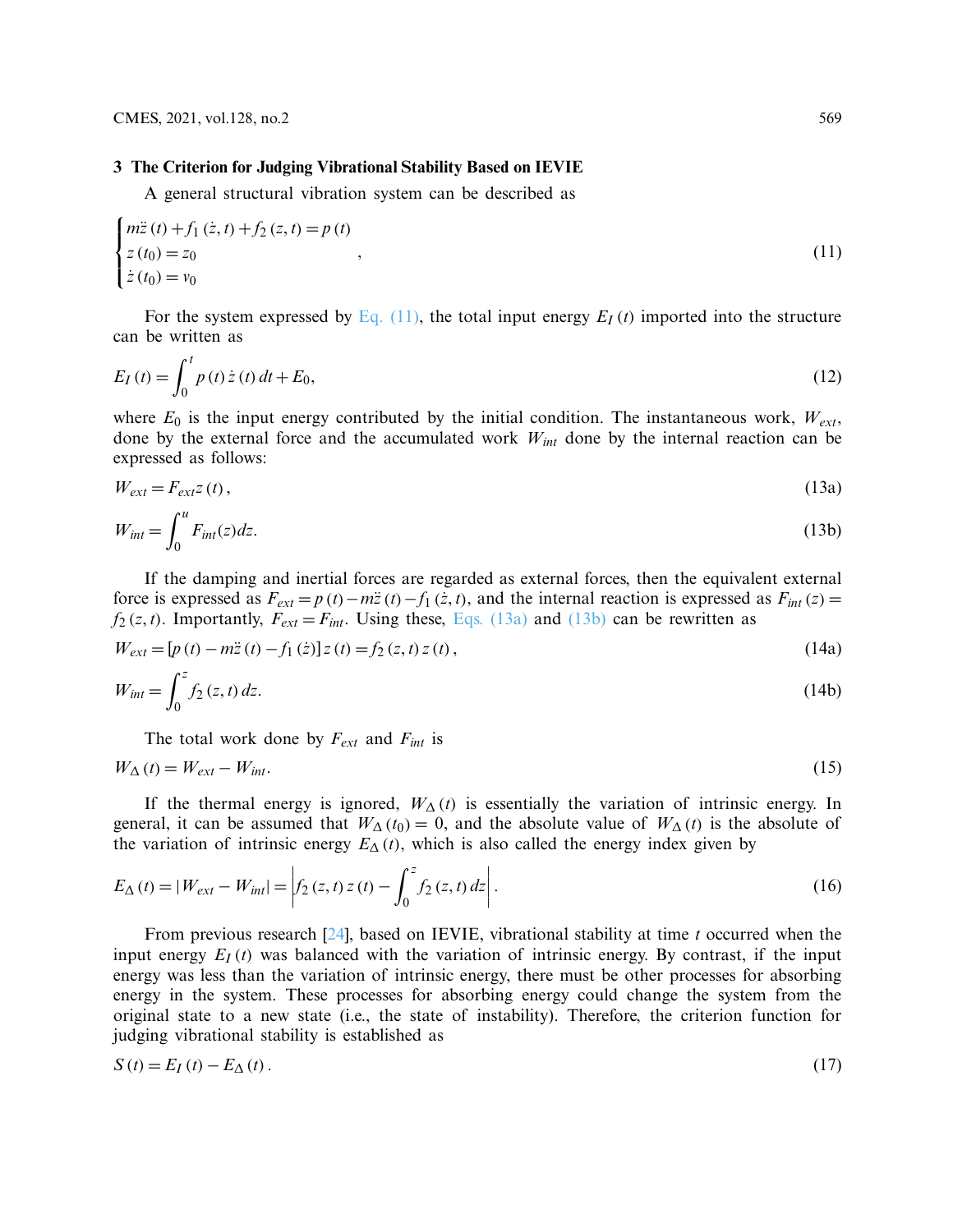## 3 The Criterion for Judging Vibrational Stability Based on IEVIE

A general structural vibration system can be described as

$$\begin{cases} m\ddot{z}(t) + f_1(\dot{z}, t) + f_2(z, t) = p(t) \\ z(t_0) = z_0 \\ \dot{z}(t_0) = v_0 \end{cases}, \tag{11}$$

For the system expressed by Eq. (11), the total input energy $E_I(t)$ imported into the structure can be written as

$$E_I(t) = \int_0^t p(t)\dot{z}(t)\,dt + E_0, \tag{12}$$

where $E_0$ is the input energy contributed by the initial condition. The instantaneous work, $W_{ext}$, done by the external force and the accumulated work $W_{int}$ done by the internal reaction can be expressed as follows:

$$W_{ext} = F_{ext}z(t), \tag{13a}$$

$$W_{int} = \int_0^u F_{int}(z)dz. \tag{13b}$$

If the damping and inertial forces are regarded as external forces, then the equivalent external force is expressed as $F_{ext} = p(t) - m\ddot{z}(t) - f_1(\dot{z}, t)$, and the internal reaction is expressed as $F_{int}(z) = f_2(z, t)$. Importantly, $F_{ext} = F_{int}$. Using these, Eqs. (13a) and (13b) can be rewritten as

$$W_{ext} = [p(t) - m\ddot{z}(t) - f_1(\dot{z})]z(t) = f_2(z, t)z(t), \tag{14a}$$

$$W_{int} = \int_0^z f_2(z, t)\,dz. \tag{14b}$$

The total work done by $F_{ext}$ and $F_{int}$ is

$$W_\Delta(t) = W_{ext} - W_{int}. \tag{15}$$

If the thermal energy is ignored, $W_\Delta(t)$ is essentially the variation of intrinsic energy. In general, it can be assumed that $W_\Delta(t_0) = 0$, and the absolute value of $W_\Delta(t)$ is the absolute of the variation of intrinsic energy $E_\Delta(t)$, which is also called the energy index given by

$$E_\Delta(t) = |W_{ext} - W_{int}| = \left| f_2(z, t)z(t) - \int_0^z f_2(z, t)\,dz \right|. \tag{16}$$

From previous research [24], based on IEVIE, vibrational stability at time $t$ occurred when the input energy $E_I(t)$ was balanced with the variation of intrinsic energy. By contrast, if the input energy was less than the variation of intrinsic energy, there must be other processes for absorbing energy in the system. These processes for absorbing energy could change the system from the original state to a new state (i.e., the state of instability). Therefore, the criterion function for judging vibrational stability is established as

$$S(t) = E_I(t) - E_\Delta(t). \tag{17}$$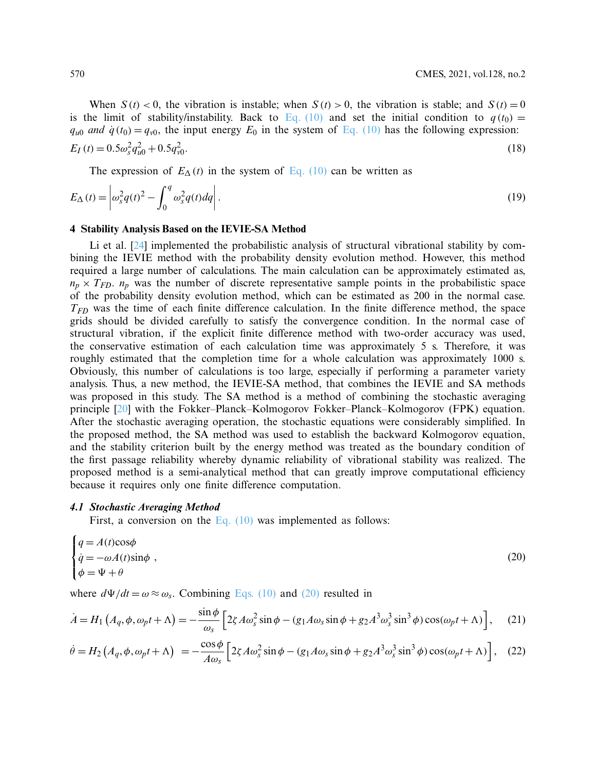When $S(t) < 0$, the vibration is instable; when $S(t) > 0$, the vibration is stable; and $S(t) = 0$ is the limit of stability/instability. Back to Eq. (10) and set the initial condition to $q(t_0) = q_{u0}$ *and* $\dot{q}(t_0) = q_{v0}$, the input energy $E_0$ in the system of Eq. (10) has the following expression:

$$E_I(t) = 0.5\omega_s^2 q_{u0}^2 + 0.5q_{v0}^2. \tag{18}$$

The expression of $E_\Delta(t)$ in the system of Eq. (10) can be written as

$$E_\Delta(t) = \left| \omega_s^2 q(t)^2 - \int_0^q \omega_s^2 q(t) dq \right|. \tag{19}$$

## 4 Stability Analysis Based on the IEVIE-SA Method

Li et al. [24] implemented the probabilistic analysis of structural vibrational stability by combining the IEVIE method with the probability density evolution method. However, this method required a large number of calculations. The main calculation can be approximately estimated as, $n_p \times T_{FD}$. $n_p$ was the number of discrete representative sample points in the probabilistic space of the probability density evolution method, which can be estimated as 200 in the normal case. $T_{FD}$ was the time of each finite difference calculation. In the finite difference method, the space grids should be divided carefully to satisfy the convergence condition. In the normal case of structural vibration, if the explicit finite difference method with two-order accuracy was used, the conservative estimation of each calculation time was approximately 5 s. Therefore, it was roughly estimated that the completion time for a whole calculation was approximately 1000 s. Obviously, this number of calculations is too large, especially if performing a parameter variety analysis. Thus, a new method, the IEVIE-SA method, that combines the IEVIE and SA methods was proposed in this study. The SA method is a method of combining the stochastic averaging principle [20] with the Fokker–Planck–Kolmogorov Fokker–Planck–Kolmogorov (FPK) equation. After the stochastic averaging operation, the stochastic equations were considerably simplified. In the proposed method, the SA method was used to establish the backward Kolmogorov equation, and the stability criterion built by the energy method was treated as the boundary condition of the first passage reliability whereby dynamic reliability of vibrational stability was realized. The proposed method is a semi-analytical method that can greatly improve computational efficiency because it requires only one finite difference computation.

### 4.1 Stochastic Averaging Method

First, a conversion on the Eq. (10) was implemented as follows:

$$\begin{cases} q = A(t)\cos\phi \\ \dot{q} = -\omega A(t)\sin\phi \\ \phi = \Psi + \theta \end{cases}, \tag{20}$$

where $d\Psi/dt = \omega \approx \omega_s$. Combining Eqs. (10) and (20) resulted in

$$\dot{A} = H_1\left(A_q, \phi, \omega_p t + \Lambda\right) = -\frac{\sin\phi}{\omega_s}\left[2\zeta A\omega_s^2 \sin\phi - (g_1 A\omega_s \sin\phi + g_2 A^3\omega_s^3 \sin^3\phi)\cos(\omega_p t + \Lambda)\right], \tag{21}$$

$$\dot{\theta} = H_2\left(A_q, \phi, \omega_p t + \Lambda\right) = -\frac{\cos\phi}{A\omega_s}\left[2\zeta A\omega_s^2 \sin\phi - (g_1 A\omega_s \sin\phi + g_2 A^3\omega_s^3 \sin^3\phi)\cos(\omega_p t + \Lambda)\right], \tag{22}$$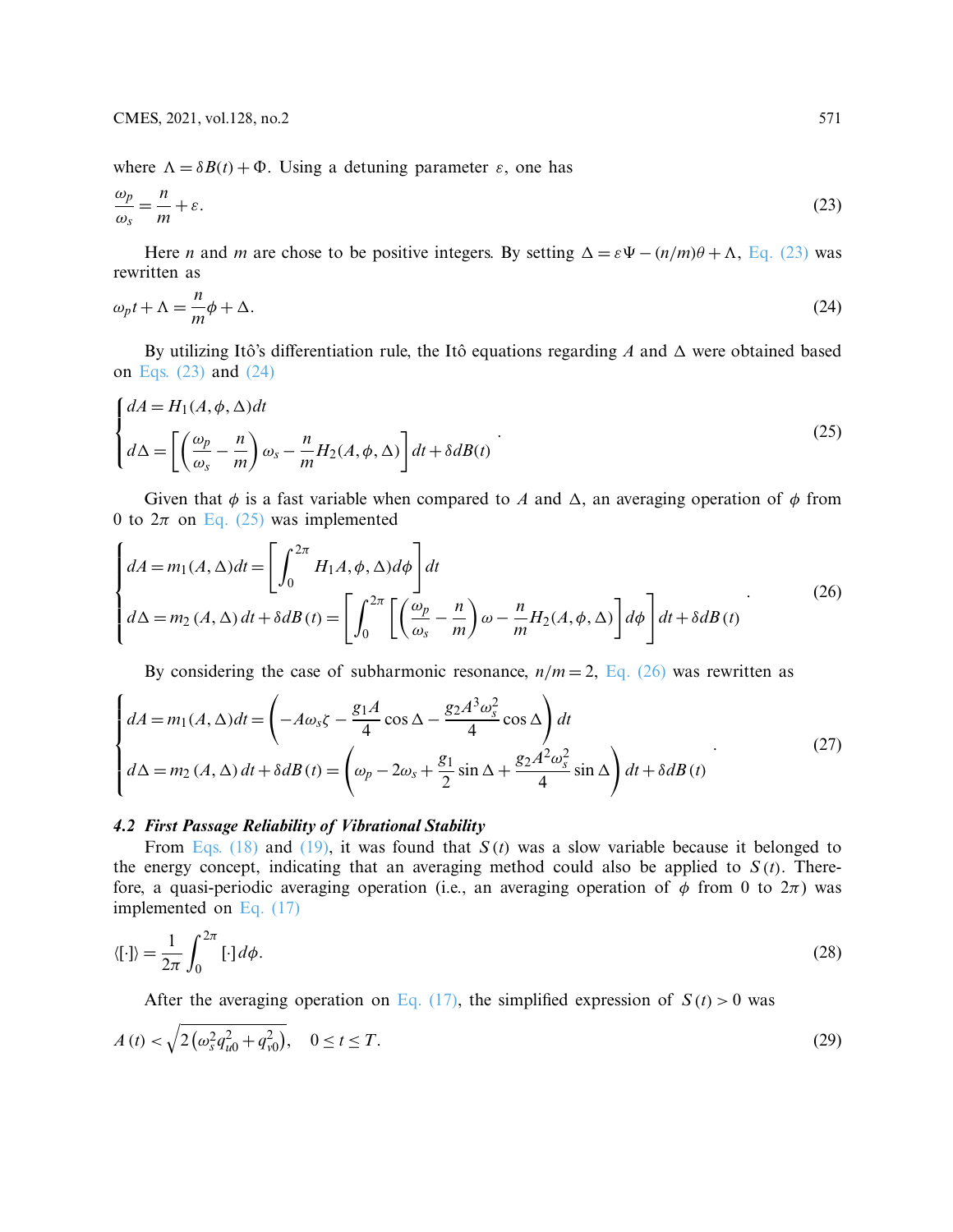where $\Lambda = \delta B(t) + \Phi$. Using a detuning parameter $\varepsilon$, one has

$$\frac{\omega_p}{\omega_s} = \frac{n}{m} + \varepsilon. \tag{23}$$

Here $n$ and $m$ are chose to be positive integers. By setting $\Delta = \varepsilon\Psi - (n/m)\theta + \Lambda$, Eq. (23) was rewritten as

$$\omega_p t + \Lambda = \frac{n}{m}\phi + \Delta. \tag{24}$$

By utilizing Itô's differentiation rule, the Itô equations regarding $A$ and $\Delta$ were obtained based on Eqs. (23) and (24)

$$\begin{cases} dA = H_1(A, \phi, \Delta)dt \\ d\Delta = \left[\left(\dfrac{\omega_p}{\omega_s} - \dfrac{n}{m}\right)\omega_s - \dfrac{n}{m}H_2(A, \phi, \Delta)\right]dt + \delta dB(t) \end{cases}. \tag{25}$$

Given that $\phi$ is a fast variable when compared to $A$ and $\Delta$, an averaging operation of $\phi$ from 0 to $2\pi$ on Eq. (25) was implemented

$$\begin{cases} dA = m_1(A, \Delta)dt = \left[\displaystyle\int_0^{2\pi} H_1 A, \phi, \Delta)d\phi\right]dt \\ d\Delta = m_2(A, \Delta)\,dt + \delta dB(t) = \left[\displaystyle\int_0^{2\pi}\left[\left(\dfrac{\omega_p}{\omega_s} - \dfrac{n}{m}\right)\omega - \dfrac{n}{m}H_2(A, \phi, \Delta)\right]d\phi\right]dt + \delta dB(t) \end{cases}. \tag{26}$$

By considering the case of subharmonic resonance, $n/m = 2$, Eq. (26) was rewritten as

$$\begin{cases} dA = m_1(A, \Delta)dt = \left(-A\omega_s\zeta - \dfrac{g_1 A}{4}\cos\Delta - \dfrac{g_2 A^3 \omega_s^2}{4}\cos\Delta\right)dt \\ d\Delta = m_2(A, \Delta)\,dt + \delta dB(t) = \left(\omega_p - 2\omega_s + \dfrac{g_1}{2}\sin\Delta + \dfrac{g_2 A^2 \omega_s^2}{4}\sin\Delta\right)dt + \delta dB(t) \end{cases}. \tag{27}$$

### 4.2 First Passage Reliability of Vibrational Stability

From Eqs. (18) and (19), it was found that $S(t)$ was a slow variable because it belonged to the energy concept, indicating that an averaging method could also be applied to $S(t)$. Therefore, a quasi-periodic averaging operation (i.e., an averaging operation of $\phi$ from 0 to $2\pi$) was implemented on Eq. (17)

$$\langle[\cdot]\rangle = \frac{1}{2\pi}\int_0^{2\pi}[\cdot]\,d\phi. \tag{28}$$

After the averaging operation on Eq. (17), the simplified expression of $S(t) > 0$ was

$$A(t) < \sqrt{2\left(\omega_s^2 q_{u0}^2 + q_{v0}^2\right)}, \quad 0 \le t \le T. \tag{29}$$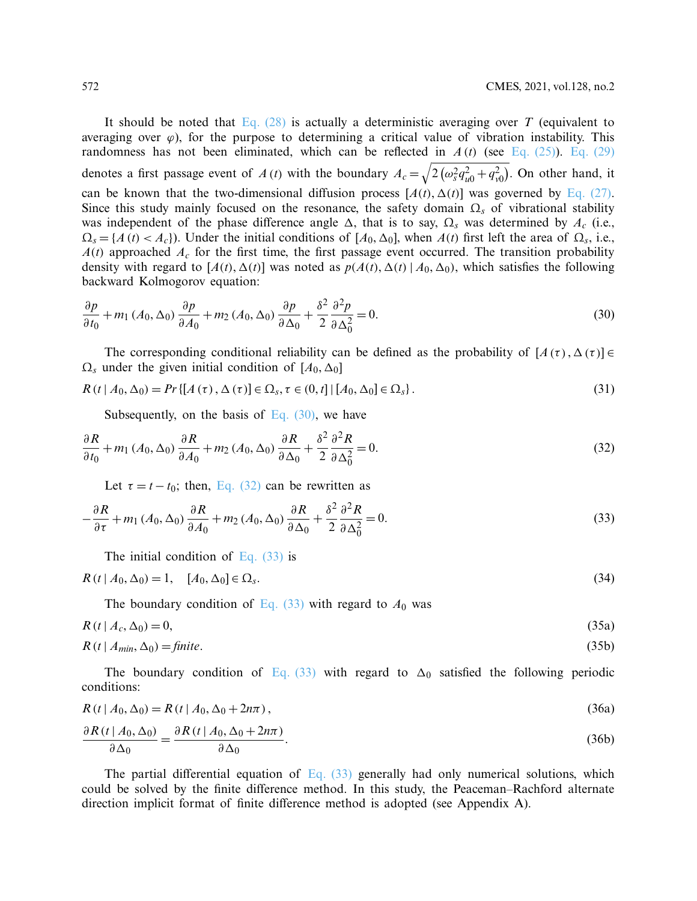It should be noted that Eq. (28) is actually a deterministic averaging over $T$ (equivalent to averaging over $\varphi$), for the purpose to determining a critical value of vibration instability. This randomness has not been eliminated, which can be reflected in $A(t)$ (see Eq. (25)). Eq. (29) denotes a first passage event of $A(t)$ with the boundary $A_c = \sqrt{2\left(\omega_s^2 q_{u0}^2 + q_{v0}^2\right)}$. On other hand, it can be known that the two-dimensional diffusion process $[A(t), \Delta(t)]$ was governed by Eq. (27). Since this study mainly focused on the resonance, the safety domain $\Omega_s$ of vibrational stability was independent of the phase difference angle $\Delta$, that is to say, $\Omega_s$ was determined by $A_c$ (i.e., $\Omega_s = \{A(t) < A_c\}$). Under the initial conditions of $[A_0, \Delta_0]$, when $A(t)$ first left the area of $\Omega_s$, i.e., $A(t)$ approached $A_c$ for the first time, the first passage event occurred. The transition probability density with regard to $[A(t), \Delta(t)]$ was noted as $p(A(t), \Delta(t) \mid A_0, \Delta_0)$, which satisfies the following backward Kolmogorov equation:

$$\frac{\partial p}{\partial t_0} + m_1(A_0, \Delta_0)\frac{\partial p}{\partial A_0} + m_2(A_0, \Delta_0)\frac{\partial p}{\partial \Delta_0} + \frac{\delta^2}{2}\frac{\partial^2 p}{\partial \Delta_0^2} = 0. \tag{30}$$

The corresponding conditional reliability can be defined as the probability of $[A(\tau), \Delta(\tau)] \in \Omega_s$ under the given initial condition of $[A_0, \Delta_0]$

$$R(t \mid A_0, \Delta_0) = Pr\{[A(\tau), \Delta(\tau)] \in \Omega_s, \tau \in (0, t] \mid [A_0, \Delta_0] \in \Omega_s\}. \tag{31}$$

Subsequently, on the basis of Eq. (30), we have

$$\frac{\partial R}{\partial t_0} + m_1(A_0, \Delta_0)\frac{\partial R}{\partial A_0} + m_2(A_0, \Delta_0)\frac{\partial R}{\partial \Delta_0} + \frac{\delta^2}{2}\frac{\partial^2 R}{\partial \Delta_0^2} = 0. \tag{32}$$

Let $\tau = t - t_0$; then, Eq. (32) can be rewritten as

$$-\frac{\partial R}{\partial \tau} + m_1(A_0, \Delta_0)\frac{\partial R}{\partial A_0} + m_2(A_0, \Delta_0)\frac{\partial R}{\partial \Delta_0} + \frac{\delta^2}{2}\frac{\partial^2 R}{\partial \Delta_0^2} = 0. \tag{33}$$

The initial condition of Eq. (33) is

$$R(t \mid A_0, \Delta_0) = 1, \quad [A_0, \Delta_0] \in \Omega_s. \tag{34}$$

The boundary condition of Eq. (33) with regard to $A_0$ was

$$R(t \mid A_c, \Delta_0) = 0, \tag{35a}$$

$$R(t \mid A_{min}, \Delta_0) = \textit{finite}. \tag{35b}$$

The boundary condition of Eq. (33) with regard to $\Delta_0$ satisfied the following periodic conditions:

$$R(t \mid A_0, \Delta_0) = R(t \mid A_0, \Delta_0 + 2n\pi), \tag{36a}$$

$$\frac{\partial R(t \mid A_0, \Delta_0)}{\partial \Delta_0} = \frac{\partial R(t \mid A_0, \Delta_0 + 2n\pi)}{\partial \Delta_0}. \tag{36b}$$

The partial differential equation of Eq. (33) generally had only numerical solutions, which could be solved by the finite difference method. In this study, the Peaceman–Rachford alternate direction implicit format of finite difference method is adopted (see Appendix A).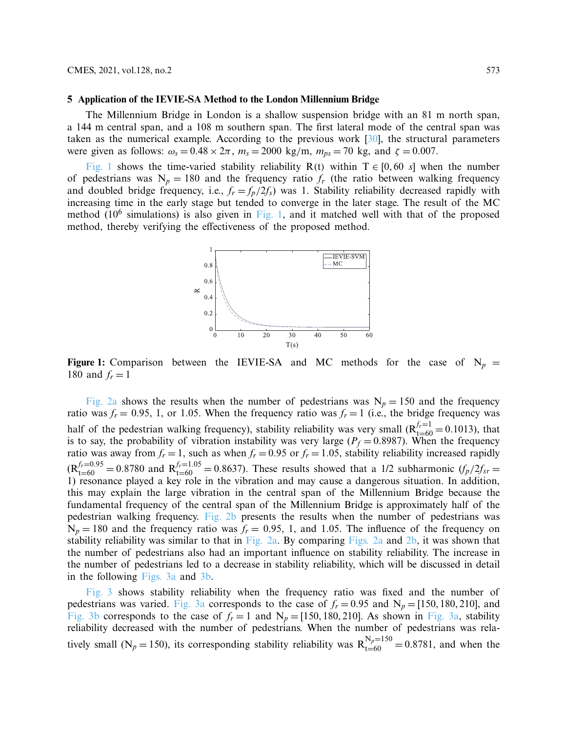## 5 Application of the IEVIE-SA Method to the London Millennium Bridge

The Millennium Bridge in London is a shallow suspension bridge with an 81 m north span, a 144 m central span, and a 108 m southern span. The first lateral mode of the central span was taken as the numerical example. According to the previous work [30], the structural parameters were given as follows: $\omega_s = 0.48 \times 2\pi$, $m_s = 2000$ kg/m, $m_{ps} = 70$ kg, and $\zeta = 0.007$.

Fig. 1 shows the time-varied stability reliability R(t) within $\mathrm{T} \in [0, 60\ s]$ when the number of pedestrians was $\mathrm{N}_p = 180$ and the frequency ratio $f_r$ (the ratio between walking frequency and doubled bridge frequency, i.e., $f_r = f_p/2f_s$) was 1. Stability reliability decreased rapidly with increasing time in the early stage but tended to converge in the later stage. The result of the MC method ($10^6$ simulations) is also given in Fig. 1, and it matched well with that of the proposed method, thereby verifying the effectiveness of the proposed method.

**Figure 1:** Comparison between the IEVIE-SA and MC methods for the case of $\mathrm{N}_p = 180$ and $f_r = 1$

Fig. 2a shows the results when the number of pedestrians was $\mathrm{N}_p = 150$ and the frequency ratio was $f_r = 0.95$, 1, or 1.05. When the frequency ratio was $f_r = 1$ (i.e., the bridge frequency was half of the pedestrian walking frequency), stability reliability was very small ($\mathrm{R}_{t=60}^{f_r=1} = 0.1013$), that is to say, the probability of vibration instability was very large ($P_f = 0.8987$). When the frequency ratio was away from $f_r = 1$, such as when $f_r = 0.95$ or $f_r = 1.05$, stability reliability increased rapidly ($\mathrm{R}_{t=60}^{f_r=0.95} = 0.8780$ and $\mathrm{R}_{t=60}^{f_r=1.05} = 0.8637$). These results showed that a 1/2 subharmonic ($f_p/2f_{sr} = 1$) resonance played a key role in the vibration and may cause a dangerous situation. In addition, this may explain the large vibration in the central span of the Millennium Bridge because the fundamental frequency of the central span of the Millennium Bridge is approximately half of the pedestrian walking frequency. Fig. 2b presents the results when the number of pedestrians was $\mathrm{N}_p = 180$ and the frequency ratio was $f_r = 0.95$, 1, and 1.05. The influence of the frequency on stability reliability was similar to that in Fig. 2a. By comparing Figs. 2a and 2b, it was shown that the number of pedestrians also had an important influence on stability reliability. The increase in the number of pedestrians led to a decrease in stability reliability, which will be discussed in detail in the following Figs. 3a and 3b.

Fig. 3 shows stability reliability when the frequency ratio was fixed and the number of pedestrians was varied. Fig. 3a corresponds to the case of $f_r = 0.95$ and $\mathrm{N}_p = [150, 180, 210]$, and Fig. 3b corresponds to the case of $f_r = 1$ and $\mathrm{N}_p = [150, 180, 210]$. As shown in Fig. 3a, stability reliability decreased with the number of pedestrians. When the number of pedestrians was relatively small ($\mathrm{N}_p = 150$), its corresponding stability reliability was $\mathrm{R}_{t=60}^{\mathrm{N}_p=150} = 0.8781$, and when the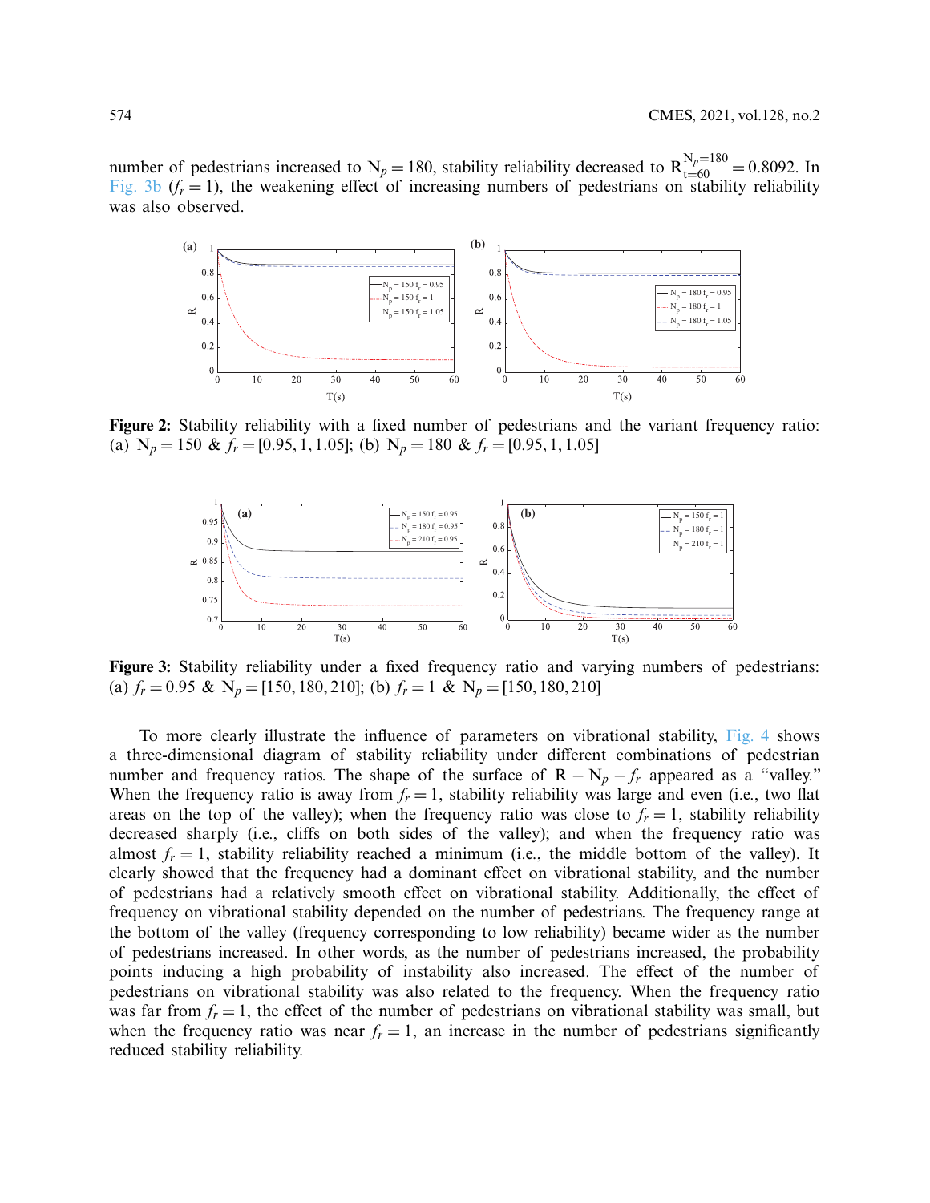number of pedestrians increased to $N_p = 180$, stability reliability decreased to $R_{t=60}^{N_p=180} = 0.8092$. In Fig. 3b ($f_r = 1$), the weakening effect of increasing numbers of pedestrians on stability reliability was also observed.

Figure 2: Stability reliability with a fixed number of pedestrians and the variant frequency ratio: (a) $N_p = 150$ & $f_r = [0.95, 1, 1.05]$; (b) $N_p = 180$ & $f_r = [0.95, 1, 1.05]$

Figure 3: Stability reliability under a fixed frequency ratio and varying numbers of pedestrians: (a) $f_r = 0.95$ & $N_p = [150, 180, 210]$; (b) $f_r = 1$ & $N_p = [150, 180, 210]$

To more clearly illustrate the influence of parameters on vibrational stability, Fig. 4 shows a three-dimensional diagram of stability reliability under different combinations of pedestrian number and frequency ratios. The shape of the surface of $R - N_p - f_r$ appeared as a "valley." When the frequency ratio is away from $f_r = 1$, stability reliability was large and even (i.e., two flat areas on the top of the valley); when the frequency ratio was close to $f_r = 1$, stability reliability decreased sharply (i.e., cliffs on both sides of the valley); and when the frequency ratio was almost $f_r = 1$, stability reliability reached a minimum (i.e., the middle bottom of the valley). It clearly showed that the frequency had a dominant effect on vibrational stability, and the number of pedestrians had a relatively smooth effect on vibrational stability. Additionally, the effect of frequency on vibrational stability depended on the number of pedestrians. The frequency range at the bottom of the valley (frequency corresponding to low reliability) became wider as the number of pedestrians increased. In other words, as the number of pedestrians increased, the probability points inducing a high probability of instability also increased. The effect of the number of pedestrians on vibrational stability was also related to the frequency. When the frequency ratio was far from $f_r = 1$, the effect of the number of pedestrians on vibrational stability was small, but when the frequency ratio was near $f_r = 1$, an increase in the number of pedestrians significantly reduced stability reliability.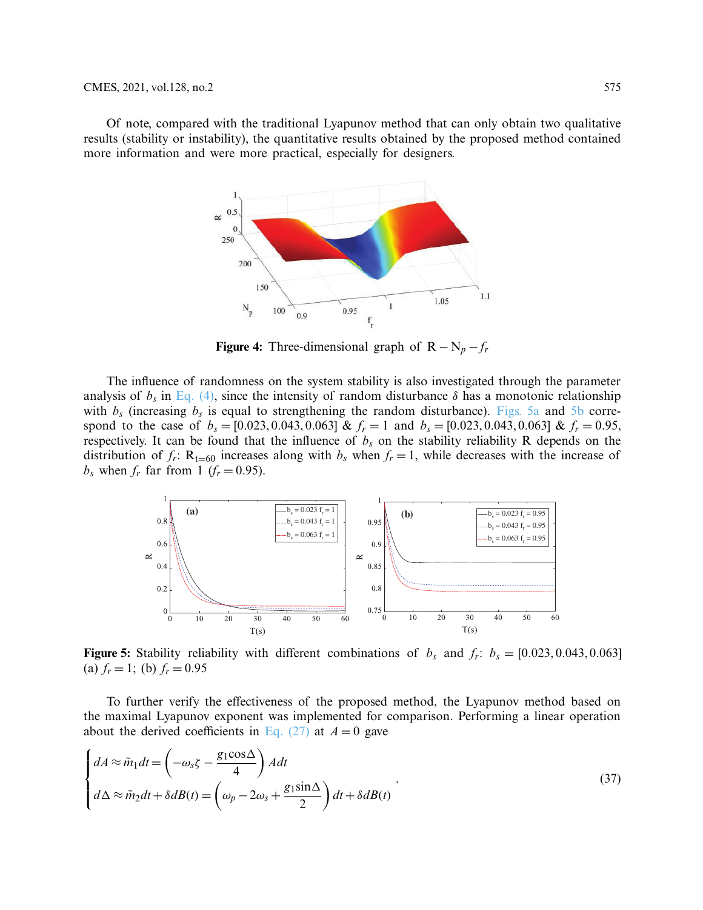Of note, compared with the traditional Lyapunov method that can only obtain two qualitative results (stability or instability), the quantitative results obtained by the proposed method contained more information and were more practical, especially for designers.

**Figure 4:** Three-dimensional graph of $\mathrm{R}-\mathrm{N}_p-f_r$

The influence of randomness on the system stability is also investigated through the parameter analysis of $b_s$ in Eq. (4), since the intensity of random disturbance $\delta$ has a monotonic relationship with $b_s$ (increasing $b_s$ is equal to strengthening the random disturbance). Figs. 5a and 5b correspond to the case of $b_s = [0.023, 0.043, 0.063]$ & $f_r = 1$ and $b_s = [0.023, 0.043, 0.063]$ & $f_r = 0.95$, respectively. It can be found that the influence of $b_s$ on the stability reliability R depends on the distribution of $f_r$: $\mathrm{R}_{\mathrm{t}=60}$ increases along with $b_s$ when $f_r = 1$, while decreases with the increase of $b_s$ when $f_r$ far from 1 ($f_r = 0.95$).

**Figure 5:** Stability reliability with different combinations of $b_s$ and $f_r$: $b_s = [0.023, 0.043, 0.063]$ (a) $f_r = 1$; (b) $f_r = 0.95$

To further verify the effectiveness of the proposed method, the Lyapunov method based on the maximal Lyapunov exponent was implemented for comparison. Performing a linear operation about the derived coefficients in Eq. (27) at $A = 0$ gave

$$
\begin{cases}
dA \approx \tilde{m}_1 dt = \left(-\omega_s \zeta - \dfrac{g_1 \cos\Delta}{4}\right) A dt \\
d\Delta \approx \tilde{m}_2 dt + \delta dB(t) = \left(\omega_p - 2\omega_s + \dfrac{g_1 \sin\Delta}{2}\right) dt + \delta dB(t)
\end{cases}
\tag{37}
$$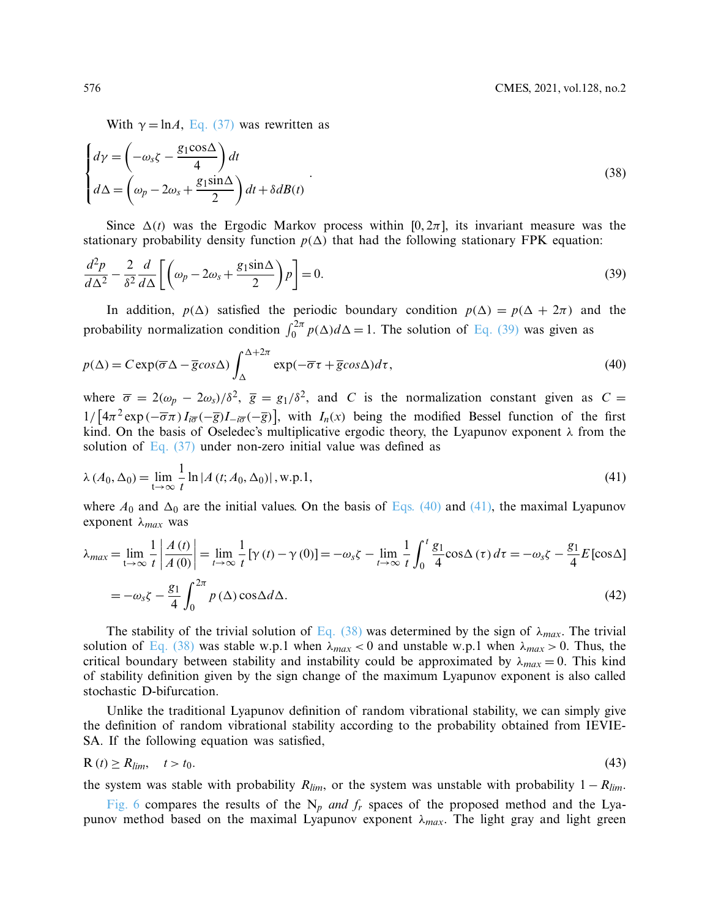With $\gamma = \ln A$, Eq. (37) was rewritten as

$$\begin{cases} d\gamma = \left( -\omega_s \zeta - \dfrac{g_1 \cos\Delta}{4} \right) dt \\ d\Delta = \left( \omega_p - 2\omega_s + \dfrac{g_1 \sin\Delta}{2} \right) dt + \delta dB(t) \end{cases} . \tag{38}$$

Since $\Delta(t)$ was the Ergodic Markov process within $[0, 2\pi]$, its invariant measure was the stationary probability density function $p(\Delta)$ that had the following stationary FPK equation:

$$\frac{d^2 p}{d\Delta^2} - \frac{2}{\delta^2} \frac{d}{d\Delta} \left[ \left( \omega_p - 2\omega_s + \frac{g_1 \sin\Delta}{2} \right) p \right] = 0. \tag{39}$$

In addition, $p(\Delta)$ satisfied the periodic boundary condition $p(\Delta) = p(\Delta + 2\pi)$ and the probability normalization condition $\int_0^{2\pi} p(\Delta) d\Delta = 1$. The solution of Eq. (39) was given as

$$p(\Delta) = C \exp(\overline{\sigma}\Delta - \overline{g} cos\Delta) \int_{\Delta}^{\Delta+2\pi} \exp(-\overline{\sigma}\tau + \overline{g} cos\Delta) d\tau, \tag{40}$$

where $\overline{\sigma} = 2(\omega_p - 2\omega_s)/\delta^2$, $\overline{g} = g_1/\delta^2$, and $C$ is the normalization constant given as $C = 1/\left[4\pi^2 \exp(-\overline{\sigma}\pi) I_{i\overline{\sigma}}(-\overline{g}) I_{-i\overline{\sigma}}(-\overline{g})\right]$, with $I_n(x)$ being the modified Bessel function of the first kind. On the basis of Oseledec's multiplicative ergodic theory, the Lyapunov exponent $\lambda$ from the solution of Eq. (37) under non-zero initial value was defined as

$$\lambda(A_0, \Delta_0) = \lim_{t \to \infty} \frac{1}{t} \ln |A(t; A_0, \Delta_0)|, \text{w.p.1}, \tag{41}$$

where $A_0$ and $\Delta_0$ are the initial values. On the basis of Eqs. (40) and (41), the maximal Lyapunov exponent $\lambda_{max}$ was

$$\lambda_{max} = \lim_{t \to \infty} \frac{1}{t} \left| \frac{A(t)}{A(0)} \right| = \lim_{t \to \infty} \frac{1}{t} [\gamma(t) - \gamma(0)] = -\omega_s \zeta - \lim_{t \to \infty} \frac{1}{t} \int_0^t \frac{g_1}{4} \cos\Delta(\tau) d\tau = -\omega_s \zeta - \frac{g_1}{4} E[\cos\Delta]$$

$$= -\omega_s \zeta - \frac{g_1}{4} \int_0^{2\pi} p(\Delta) \cos\Delta d\Delta. \tag{42}$$

The stability of the trivial solution of Eq. (38) was determined by the sign of $\lambda_{max}$. The trivial solution of Eq. (38) was stable w.p.1 when $\lambda_{max} < 0$ and unstable w.p.1 when $\lambda_{max} > 0$. Thus, the critical boundary between stability and instability could be approximated by $\lambda_{max} = 0$. This kind of stability definition given by the sign change of the maximum Lyapunov exponent is also called stochastic D-bifurcation.

Unlike the traditional Lyapunov definition of random vibrational stability, we can simply give the definition of random vibrational stability according to the probability obtained from IEVIE-SA. If the following equation was satisfied,

$$\text{R}(t) \geq R_{lim}, \quad t > t_0. \tag{43}$$

the system was stable with probability $R_{lim}$, or the system was unstable with probability $1 - R_{lim}$.

Fig. 6 compares the results of the $\text{N}_p$ *and* $f_r$ spaces of the proposed method and the Lyapunov method based on the maximal Lyapunov exponent $\lambda_{max}$. The light gray and light green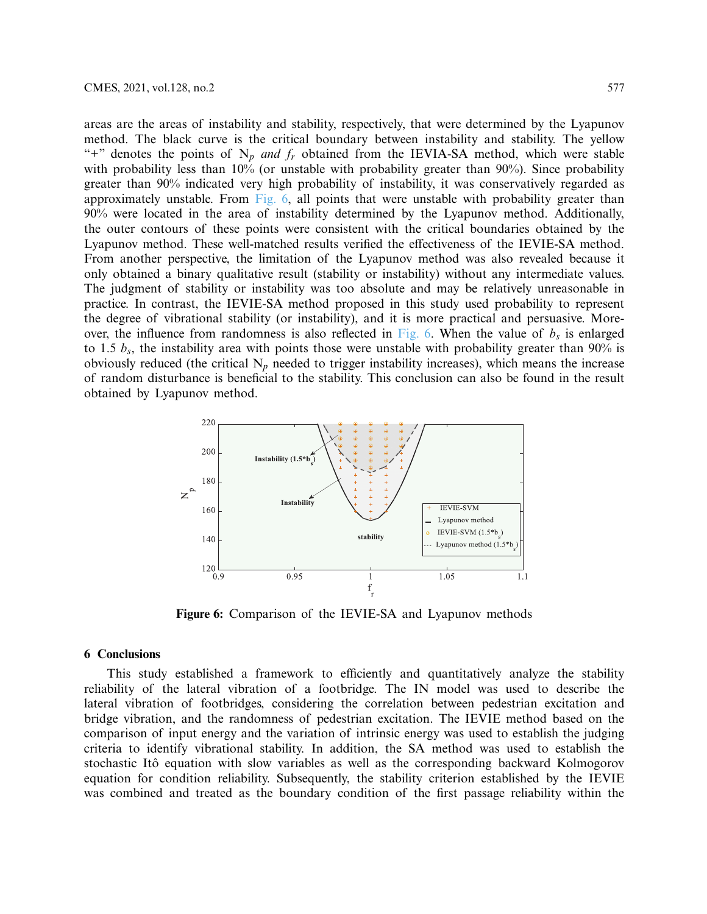areas are the areas of instability and stability, respectively, that were determined by the Lyapunov method. The black curve is the critical boundary between instability and stability. The yellow "+" denotes the points of $N_p$ *and* $f_r$ obtained from the IEVIA-SA method, which were stable with probability less than 10% (or unstable with probability greater than 90%). Since probability greater than 90% indicated very high probability of instability, it was conservatively regarded as approximately unstable. From Fig. 6, all points that were unstable with probability greater than 90% were located in the area of instability determined by the Lyapunov method. Additionally, the outer contours of these points were consistent with the critical boundaries obtained by the Lyapunov method. These well-matched results verified the effectiveness of the IEVIE-SA method. From another perspective, the limitation of the Lyapunov method was also revealed because it only obtained a binary qualitative result (stability or instability) without any intermediate values. The judgment of stability or instability was too absolute and may be relatively unreasonable in practice. In contrast, the IEVIE-SA method proposed in this study used probability to represent the degree of vibrational stability (or instability), and it is more practical and persuasive. Moreover, the influence from randomness is also reflected in Fig. 6. When the value of $b_s$ is enlarged to 1.5 $b_s$, the instability area with points those were unstable with probability greater than 90% is obviously reduced (the critical $N_p$ needed to trigger instability increases), which means the increase of random disturbance is beneficial to the stability. This conclusion can also be found in the result obtained by Lyapunov method.

**Figure 6:** Comparison of the IEVIE-SA and Lyapunov methods

## 6 Conclusions

This study established a framework to efficiently and quantitatively analyze the stability reliability of the lateral vibration of a footbridge. The IN model was used to describe the lateral vibration of footbridges, considering the correlation between pedestrian excitation and bridge vibration, and the randomness of pedestrian excitation. The IEVIE method based on the comparison of input energy and the variation of intrinsic energy was used to establish the judging criteria to identify vibrational stability. In addition, the SA method was used to establish the stochastic Itô equation with slow variables as well as the corresponding backward Kolmogorov equation for condition reliability. Subsequently, the stability criterion established by the IEVIE was combined and treated as the boundary condition of the first passage reliability within the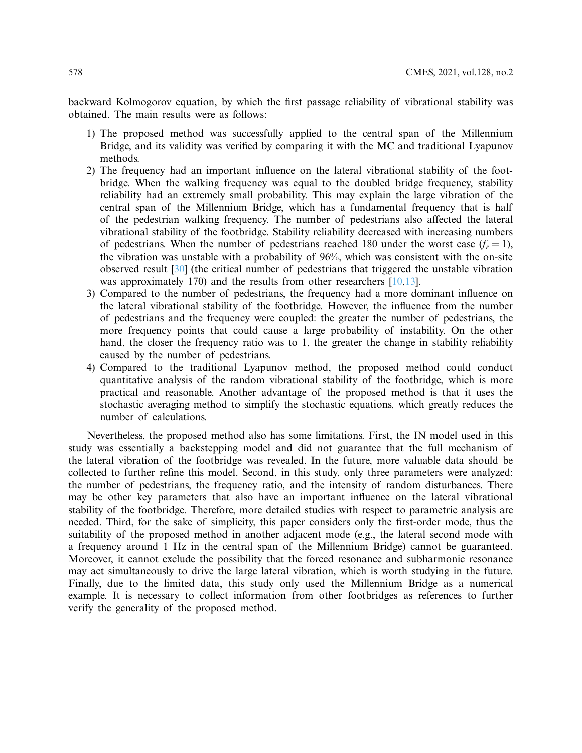backward Kolmogorov equation, by which the first passage reliability of vibrational stability was obtained. The main results were as follows:

1) The proposed method was successfully applied to the central span of the Millennium Bridge, and its validity was verified by comparing it with the MC and traditional Lyapunov methods.
2) The frequency had an important influence on the lateral vibrational stability of the footbridge. When the walking frequency was equal to the doubled bridge frequency, stability reliability had an extremely small probability. This may explain the large vibration of the central span of the Millennium Bridge, which has a fundamental frequency that is half of the pedestrian walking frequency. The number of pedestrians also affected the lateral vibrational stability of the footbridge. Stability reliability decreased with increasing numbers of pedestrians. When the number of pedestrians reached 180 under the worst case ($f_r = 1$), the vibration was unstable with a probability of 96%, which was consistent with the on-site observed result [30] (the critical number of pedestrians that triggered the unstable vibration was approximately 170) and the results from other researchers [10,13].
3) Compared to the number of pedestrians, the frequency had a more dominant influence on the lateral vibrational stability of the footbridge. However, the influence from the number of pedestrians and the frequency were coupled: the greater the number of pedestrians, the more frequency points that could cause a large probability of instability. On the other hand, the closer the frequency ratio was to 1, the greater the change in stability reliability caused by the number of pedestrians.
4) Compared to the traditional Lyapunov method, the proposed method could conduct quantitative analysis of the random vibrational stability of the footbridge, which is more practical and reasonable. Another advantage of the proposed method is that it uses the stochastic averaging method to simplify the stochastic equations, which greatly reduces the number of calculations.

Nevertheless, the proposed method also has some limitations. First, the IN model used in this study was essentially a backstepping model and did not guarantee that the full mechanism of the lateral vibration of the footbridge was revealed. In the future, more valuable data should be collected to further refine this model. Second, in this study, only three parameters were analyzed: the number of pedestrians, the frequency ratio, and the intensity of random disturbances. There may be other key parameters that also have an important influence on the lateral vibrational stability of the footbridge. Therefore, more detailed studies with respect to parametric analysis are needed. Third, for the sake of simplicity, this paper considers only the first-order mode, thus the suitability of the proposed method in another adjacent mode (e.g., the lateral second mode with a frequency around 1 Hz in the central span of the Millennium Bridge) cannot be guaranteed. Moreover, it cannot exclude the possibility that the forced resonance and subharmonic resonance may act simultaneously to drive the large lateral vibration, which is worth studying in the future. Finally, due to the limited data, this study only used the Millennium Bridge as a numerical example. It is necessary to collect information from other footbridges as references to further verify the generality of the proposed method.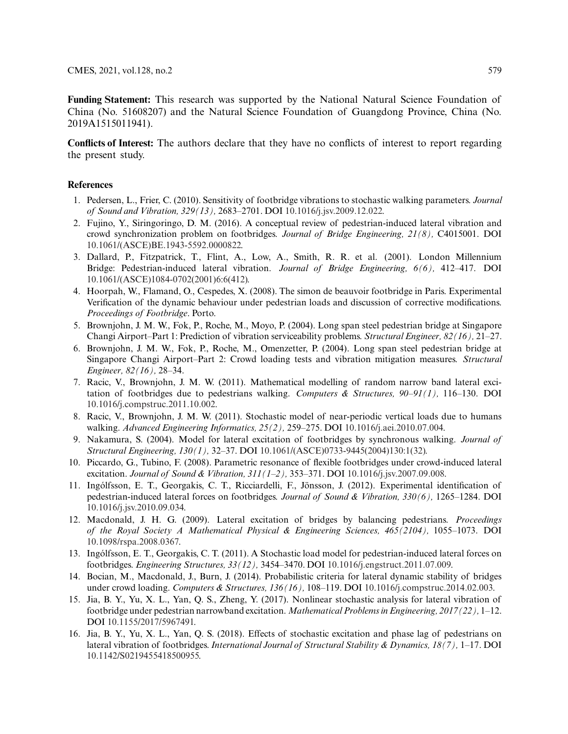**Funding Statement:** This research was supported by the National Natural Science Foundation of China (No. 51608207) and the Natural Science Foundation of Guangdong Province, China (No. 2019A1515011941).

**Conflicts of Interest:** The authors declare that they have no conflicts of interest to report regarding the present study.

## References

1. Pedersen, L., Frier, C. (2010). Sensitivity of footbridge vibrations to stochastic walking parameters. *Journal of Sound and Vibration, 329(13),* 2683–2701. DOI 10.1016/j.jsv.2009.12.022.
2. Fujino, Y., Siringoringo, D. M. (2016). A conceptual review of pedestrian-induced lateral vibration and crowd synchronization problem on footbridges. *Journal of Bridge Engineering, 21(8),* C4015001. DOI 10.1061/(ASCE)BE.1943-5592.0000822.
3. Dallard, P., Fitzpatrick, T., Flint, A., Low, A., Smith, R. R. et al. (2001). London Millennium Bridge: Pedestrian-induced lateral vibration. *Journal of Bridge Engineering, 6(6),* 412–417. DOI 10.1061/(ASCE)1084-0702(2001)6:6(412).
4. Hoorpah, W., Flamand, O., Cespedes, X. (2008). The simon de beauvoir footbridge in Paris. Experimental Verification of the dynamic behaviour under pedestrian loads and discussion of corrective modifications. *Proceedings of Footbridge*. Porto.
5. Brownjohn, J. M. W., Fok, P., Roche, M., Moyo, P. (2004). Long span steel pedestrian bridge at Singapore Changi Airport–Part 1: Prediction of vibration serviceability problems. *Structural Engineer, 82(16),* 21–27.
6. Brownjohn, J. M. W., Fok, P., Roche, M., Omenzetter, P. (2004). Long span steel pedestrian bridge at Singapore Changi Airport–Part 2: Crowd loading tests and vibration mitigation measures. *Structural Engineer, 82(16),* 28–34.
7. Racic, V., Brownjohn, J. M. W. (2011). Mathematical modelling of random narrow band lateral excitation of footbridges due to pedestrians walking. *Computers & Structures, 90–91(1),* 116–130. DOI 10.1016/j.compstruc.2011.10.002.
8. Racic, V., Brownjohn, J. M. W. (2011). Stochastic model of near-periodic vertical loads due to humans walking. *Advanced Engineering Informatics, 25(2),* 259–275. DOI 10.1016/j.aei.2010.07.004.
9. Nakamura, S. (2004). Model for lateral excitation of footbridges by synchronous walking. *Journal of Structural Engineering, 130(1),* 32–37. DOI 10.1061/(ASCE)0733-9445(2004)130:1(32).
10. Piccardo, G., Tubino, F. (2008). Parametric resonance of flexible footbridges under crowd-induced lateral excitation. *Journal of Sound & Vibration, 311(1–2),* 353–371. DOI 10.1016/j.jsv.2007.09.008.
11. Ingólfsson, E. T., Georgakis, C. T., Ricciardelli, F., Jönsson, J. (2012). Experimental identification of pedestrian-induced lateral forces on footbridges. *Journal of Sound & Vibration, 330(6),* 1265–1284. DOI 10.1016/j.jsv.2010.09.034.
12. Macdonald, J. H. G. (2009). Lateral excitation of bridges by balancing pedestrians. *Proceedings of the Royal Society A Mathematical Physical & Engineering Sciences, 465(2104),* 1055–1073. DOI 10.1098/rspa.2008.0367.
13. Ingólfsson, E. T., Georgakis, C. T. (2011). A Stochastic load model for pedestrian-induced lateral forces on footbridges. *Engineering Structures, 33(12),* 3454–3470. DOI 10.1016/j.engstruct.2011.07.009.
14. Bocian, M., Macdonald, J., Burn, J. (2014). Probabilistic criteria for lateral dynamic stability of bridges under crowd loading. *Computers & Structures, 136(16),* 108–119. DOI 10.1016/j.compstruc.2014.02.003.
15. Jia, B. Y., Yu, X. L., Yan, Q. S., Zheng, Y. (2017). Nonlinear stochastic analysis for lateral vibration of footbridge under pedestrian narrowband excitation. *Mathematical Problems in Engineering, 2017(22),* 1–12. DOI 10.1155/2017/5967491.
16. Jia, B. Y., Yu, X. L., Yan, Q. S. (2018). Effects of stochastic excitation and phase lag of pedestrians on lateral vibration of footbridges. *International Journal of Structural Stability & Dynamics, 18(7),* 1–17. DOI 10.1142/S0219455418500955.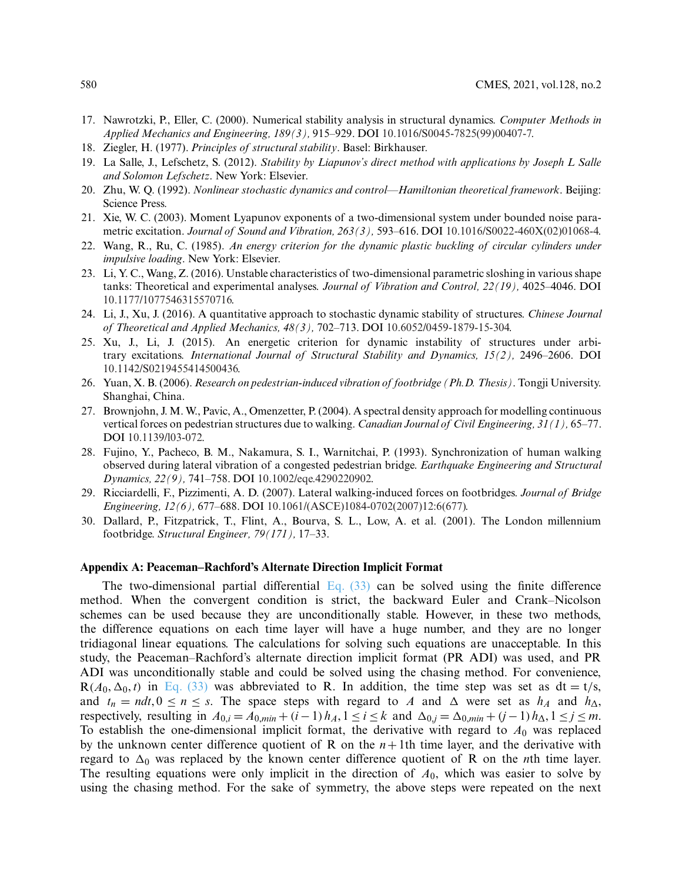17. Nawrotzki, P., Eller, C. (2000). Numerical stability analysis in structural dynamics. *Computer Methods in Applied Mechanics and Engineering, 189(3),* 915–929. DOI 10.1016/S0045-7825(99)00407-7.
18. Ziegler, H. (1977). *Principles of structural stability*. Basel: Birkhauser.
19. La Salle, J., Lefschetz, S. (2012). *Stability by Liapunov's direct method with applications by Joseph L Salle and Solomon Lefschetz*. New York: Elsevier.
20. Zhu, W. Q. (1992). *Nonlinear stochastic dynamics and control—Hamiltonian theoretical framework*. Beijing: Science Press.
21. Xie, W. C. (2003). Moment Lyapunov exponents of a two-dimensional system under bounded noise parametric excitation. *Journal of Sound and Vibration, 263(3),* 593–616. DOI 10.1016/S0022-460X(02)01068-4.
22. Wang, R., Ru, C. (1985). *An energy criterion for the dynamic plastic buckling of circular cylinders under impulsive loading*. New York: Elsevier.
23. Li, Y. C., Wang, Z. (2016). Unstable characteristics of two-dimensional parametric sloshing in various shape tanks: Theoretical and experimental analyses. *Journal of Vibration and Control, 22(19),* 4025–4046. DOI 10.1177/1077546315570716.
24. Li, J., Xu, J. (2016). A quantitative approach to stochastic dynamic stability of structures. *Chinese Journal of Theoretical and Applied Mechanics, 48(3),* 702–713. DOI 10.6052/0459-1879-15-304.
25. Xu, J., Li, J. (2015). An energetic criterion for dynamic instability of structures under arbitrary excitations. *International Journal of Structural Stability and Dynamics, 15(2),* 2496–2606. DOI 10.1142/S0219455414500436.
26. Yuan, X. B. (2006). *Research on pedestrian-induced vibration of footbridge (Ph.D. Thesis)*. Tongji University. Shanghai, China.
27. Brownjohn, J. M. W., Pavic, A., Omenzetter, P. (2004). A spectral density approach for modelling continuous vertical forces on pedestrian structures due to walking. *Canadian Journal of Civil Engineering, 31(1),* 65–77. DOI 10.1139/l03-072.
28. Fujino, Y., Pacheco, B. M., Nakamura, S. I., Warnitchai, P. (1993). Synchronization of human walking observed during lateral vibration of a congested pedestrian bridge. *Earthquake Engineering and Structural Dynamics, 22(9),* 741–758. DOI 10.1002/eqe.4290220902.
29. Ricciardelli, F., Pizzimenti, A. D. (2007). Lateral walking-induced forces on footbridges. *Journal of Bridge Engineering, 12(6),* 677–688. DOI 10.1061/(ASCE)1084-0702(2007)12:6(677).
30. Dallard, P., Fitzpatrick, T., Flint, A., Bourva, S. L., Low, A. et al. (2001). The London millennium footbridge. *Structural Engineer, 79(171),* 17–33.

## Appendix A: Peaceman–Rachford's Alternate Direction Implicit Format

The two-dimensional partial differential Eq. (33) can be solved using the finite difference method. When the convergent condition is strict, the backward Euler and Crank–Nicolson schemes can be used because they are unconditionally stable. However, in these two methods, the difference equations on each time layer will have a huge number, and they are no longer tridiagonal linear equations. The calculations for solving such equations are unacceptable. In this study, the Peaceman–Rachford's alternate direction implicit format (PR ADI) was used, and PR ADI was unconditionally stable and could be solved using the chasing method. For convenience, $\mathrm{R}(A_0, \Delta_0, t)$ in Eq. (33) was abbreviated to R. In addition, the time step was set as $\mathrm{d}t = t/s$, and $t_n = ndt, 0 \le n \le s$. The space steps with regard to $A$ and $\Delta$ were set as $h_A$ and $h_\Delta$, respectively, resulting in $A_{0,i} = A_{0,min} + (i-1)\,h_A, 1 \le i \le k$ and $\Delta_{0,j} = \Delta_{0,min} + (j-1)\,h_\Delta, 1 \le j \le m$. To establish the one-dimensional implicit format, the derivative with regard to $A_0$ was replaced by the unknown center difference quotient of R on the $n+1$th time layer, and the derivative with regard to $\Delta_0$ was replaced by the known center difference quotient of R on the $n$th time layer. The resulting equations were only implicit in the direction of $A_0$, which was easier to solve by using the chasing method. For the sake of symmetry, the above steps were repeated on the next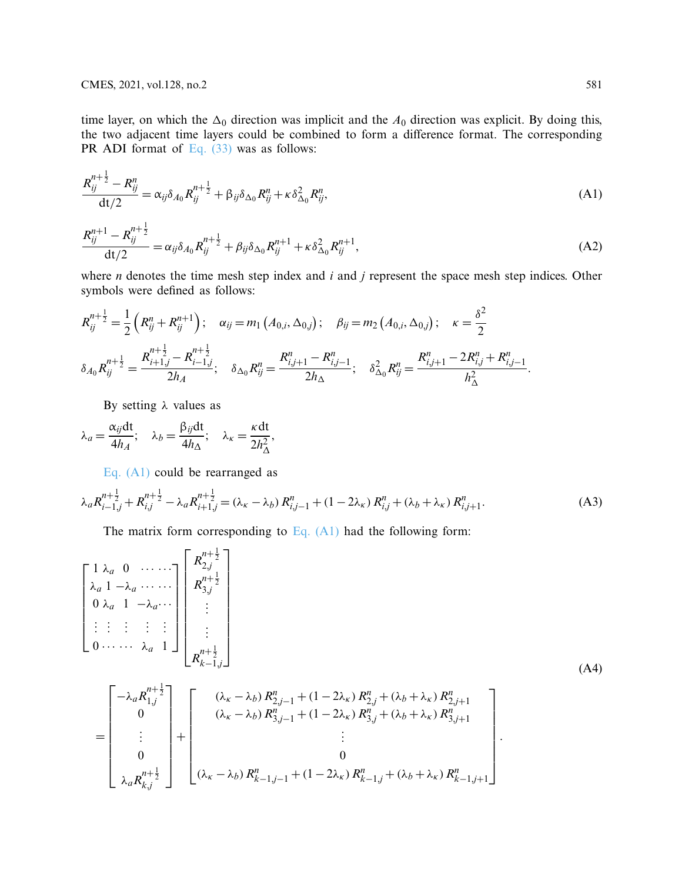time layer, on which the $\Delta_0$ direction was implicit and the $A_0$ direction was explicit. By doing this, the two adjacent time layers could be combined to form a difference format. The corresponding PR ADI format of Eq. (33) was as follows:

$$\frac{R_{ij}^{n+\frac{1}{2}} - R_{ij}^{n}}{\mathrm{d}t/2} = \alpha_{ij}\delta_{A_0} R_{ij}^{n+\frac{1}{2}} + \beta_{ij}\delta_{\Delta_0} R_{ij}^{n} + \kappa\delta_{\Delta_0}^2 R_{ij}^{n}, \tag{A1}$$

$$\frac{R_{ij}^{n+1} - R_{ij}^{n+\frac{1}{2}}}{\mathrm{d}t/2} = \alpha_{ij}\delta_{A_0} R_{ij}^{n+\frac{1}{2}} + \beta_{ij}\delta_{\Delta_0} R_{ij}^{n+1} + \kappa\delta_{\Delta_0}^2 R_{ij}^{n+1}, \tag{A2}$$

where $n$ denotes the time mesh step index and $i$ and $j$ represent the space mesh step indices. Other symbols were defined as follows:

$$R_{ij}^{n+\frac{1}{2}} = \frac{1}{2}\left(R_{ij}^{n} + R_{ij}^{n+1}\right); \quad \alpha_{ij} = m_1\left(A_{0,i}, \Delta_{0,j}\right); \quad \beta_{ij} = m_2\left(A_{0,i}, \Delta_{0,j}\right); \quad \kappa = \frac{\delta^2}{2}$$

$$\delta_{A_0} R_{ij}^{n+\frac{1}{2}} = \frac{R_{i+1,j}^{n+\frac{1}{2}} - R_{i-1,j}^{n+\frac{1}{2}}}{2h_A}; \quad \delta_{\Delta_0} R_{ij}^{n} = \frac{R_{i,j+1}^{n} - R_{i,j-1}^{n}}{2h_\Delta}; \quad \delta_{\Delta_0}^2 R_{ij}^{n} = \frac{R_{i,j+1}^{n} - 2R_{i,j}^{n} + R_{i,j-1}^{n}}{h_\Delta^2}.$$

By setting $\lambda$ values as

$$\lambda_a = \frac{\alpha_{ij}\mathrm{d}t}{4h_A}; \quad \lambda_b = \frac{\beta_{ij}\mathrm{d}t}{4h_\Delta}; \quad \lambda_\kappa = \frac{\kappa\mathrm{d}t}{2h_\Delta^2},$$

Eq. (A1) could be rearranged as

$$\lambda_a R_{i-1,j}^{n+\frac{1}{2}} + R_{i,j}^{n+\frac{1}{2}} - \lambda_a R_{i+1,j}^{n+\frac{1}{2}} = \left(\lambda_\kappa - \lambda_b\right) R_{i,j-1}^{n} + \left(1 - 2\lambda_\kappa\right) R_{i,j}^{n} + \left(\lambda_b + \lambda_\kappa\right) R_{i,j+1}^{n}. \tag{A3}$$

The matrix form corresponding to Eq. (A1) had the following form:

$$\begin{bmatrix} 1 & \lambda_a & 0 & \cdots & \cdots \\ \lambda_a & 1 & -\lambda_a & \cdots & \cdots \\ 0 & \lambda_a & 1 & -\lambda_a & \cdots \\ \vdots & \vdots & \vdots & \vdots & \vdots \\ 0 & \cdots & \cdots & \lambda_a & 1 \end{bmatrix} \begin{bmatrix} R_{2,j}^{n+\frac{1}{2}} \\ R_{3,j}^{n+\frac{1}{2}} \\ \vdots \\ \vdots \\ R_{k-1,j}^{n+\frac{1}{2}} \end{bmatrix}$$
$$= \begin{bmatrix} -\lambda_a R_{1,j}^{n+\frac{1}{2}} \\ 0 \\ \vdots \\ 0 \\ \lambda_a R_{k,j}^{n+\frac{1}{2}} \end{bmatrix} + \begin{bmatrix} \left(\lambda_\kappa - \lambda_b\right) R_{2,j-1}^{n} + \left(1 - 2\lambda_\kappa\right) R_{2,j}^{n} + \left(\lambda_b + \lambda_\kappa\right) R_{2,j+1}^{n} \\ \left(\lambda_\kappa - \lambda_b\right) R_{3,j-1}^{n} + \left(1 - 2\lambda_\kappa\right) R_{3,j}^{n} + \left(\lambda_b + \lambda_\kappa\right) R_{3,j+1}^{n} \\ \vdots \\ 0 \\ \left(\lambda_\kappa - \lambda_b\right) R_{k-1,j-1}^{n} + \left(1 - 2\lambda_\kappa\right) R_{k-1,j}^{n} + \left(\lambda_b + \lambda_\kappa\right) R_{k-1,j+1}^{n} \end{bmatrix}. \tag{A4}$$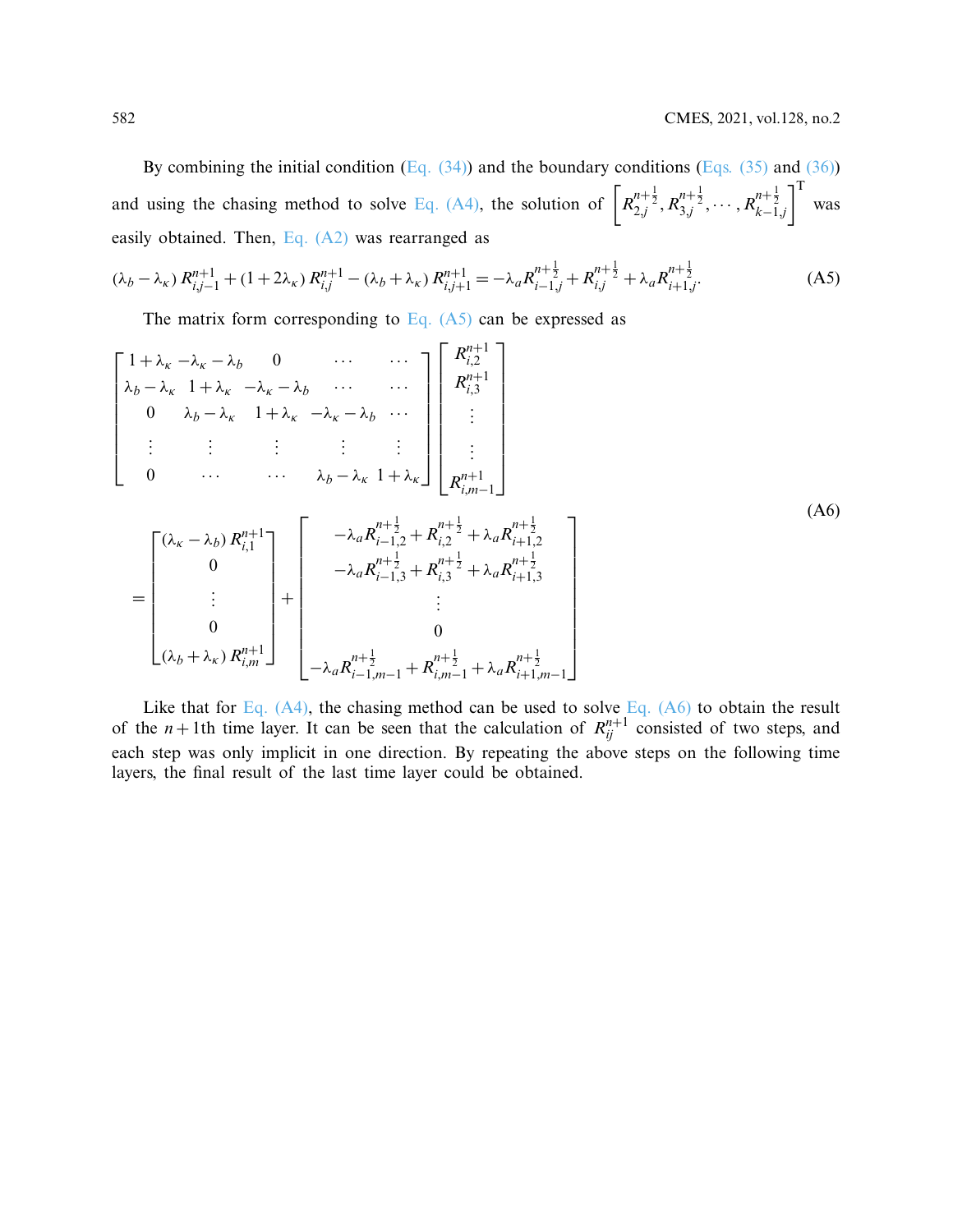By combining the initial condition (Eq. (34)) and the boundary conditions (Eqs. (35) and (36)) and using the chasing method to solve Eq. (A4), the solution of $\left[R_{2,j}^{n+\frac{1}{2}}, R_{3,j}^{n+\frac{1}{2}}, \cdots, R_{k-1,j}^{n+\frac{1}{2}}\right]^{\mathrm{T}}$ was easily obtained. Then, Eq. (A2) was rearranged as

$$(\lambda_b - \lambda_\kappa) R_{i,j-1}^{n+1} + (1 + 2\lambda_\kappa) R_{i,j}^{n+1} - (\lambda_b + \lambda_\kappa) R_{i,j+1}^{n+1} = -\lambda_a R_{i-1,j}^{n+\frac{1}{2}} + R_{i,j}^{n+\frac{1}{2}} + \lambda_a R_{i+1,j}^{n+\frac{1}{2}}. \tag{A5}$$

The matrix form corresponding to Eq. (A5) can be expressed as

$$\begin{bmatrix} 1+\lambda_\kappa & -\lambda_\kappa - \lambda_b & 0 & \cdots & \cdots \\ \lambda_b - \lambda_\kappa & 1+\lambda_\kappa & -\lambda_\kappa - \lambda_b & \cdots & \cdots \\ 0 & \lambda_b - \lambda_\kappa & 1+\lambda_\kappa & -\lambda_\kappa - \lambda_b & \cdots \\ \vdots & \vdots & \vdots & \vdots & \vdots \\ 0 & \cdots & \cdots & \lambda_b - \lambda_\kappa & 1+\lambda_\kappa \end{bmatrix} \begin{bmatrix} R_{i,2}^{n+1} \\ R_{i,3}^{n+1} \\ \vdots \\ \vdots \\ R_{i,m-1}^{n+1} \end{bmatrix}$$
$$= \begin{bmatrix} (\lambda_\kappa - \lambda_b) R_{i,1}^{n+1} \\ 0 \\ \vdots \\ 0 \\ (\lambda_b + \lambda_\kappa) R_{i,m}^{n+1} \end{bmatrix} + \begin{bmatrix} -\lambda_a R_{i-1,2}^{n+\frac{1}{2}} + R_{i,2}^{n+\frac{1}{2}} + \lambda_a R_{i+1,2}^{n+\frac{1}{2}} \\ -\lambda_a R_{i-1,3}^{n+\frac{1}{2}} + R_{i,3}^{n+\frac{1}{2}} + \lambda_a R_{i+1,3}^{n+\frac{1}{2}} \\ \vdots \\ 0 \\ -\lambda_a R_{i-1,m-1}^{n+\frac{1}{2}} + R_{i,m-1}^{n+\frac{1}{2}} + \lambda_a R_{i+1,m-1}^{n+\frac{1}{2}} \end{bmatrix} \tag{A6}$$

Like that for Eq. (A4), the chasing method can be used to solve Eq. (A6) to obtain the result of the $n+1$th time layer. It can be seen that the calculation of $R_{ij}^{n+1}$ consisted of two steps, and each step was only implicit in one direction. By repeating the above steps on the following time layers, the final result of the last time layer could be obtained.